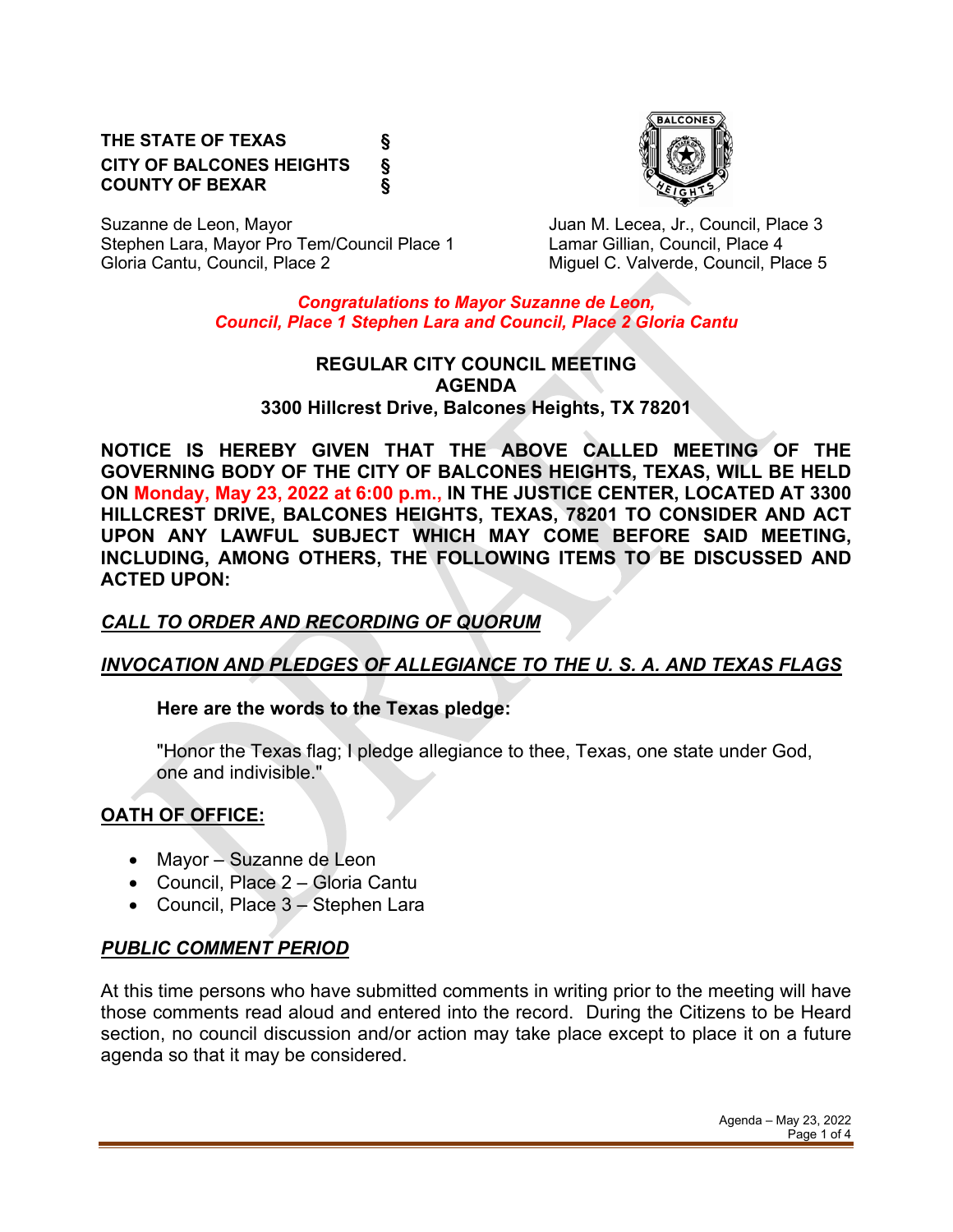**THE STATE OF TEXAS §**
**CITY OF BALCONES HEIGHTS §**
**COUNTY OF BEXAR §**

Suzanne de Leon, Mayor
Stephen Lara, Mayor Pro Tem/Council Place 1
Gloria Cantu, Council, Place 2
Juan M. Lecea, Jr., Council, Place 3
Lamar Gillian, Council, Place 4
Miguel C. Valverde, Council, Place 5

***Congratulations to Mayor Suzanne de Leon, Council, Place 1 Stephen Lara and Council, Place 2 Gloria Cantu***

**REGULAR CITY COUNCIL MEETING**
**AGENDA**
**3300 Hillcrest Drive, Balcones Heights, TX 78201**

**NOTICE IS HEREBY GIVEN THAT THE ABOVE CALLED MEETING OF THE GOVERNING BODY OF THE CITY OF BALCONES HEIGHTS, TEXAS, WILL BE HELD ON Monday, May 23, 2022 at 6:00 p.m., IN THE JUSTICE CENTER, LOCATED AT 3300 HILLCREST DRIVE, BALCONES HEIGHTS, TEXAS, 78201 TO CONSIDER AND ACT UPON ANY LAWFUL SUBJECT WHICH MAY COME BEFORE SAID MEETING, INCLUDING, AMONG OTHERS, THE FOLLOWING ITEMS TO BE DISCUSSED AND ACTED UPON:**

***CALL TO ORDER AND RECORDING OF QUORUM***

***INVOCATION AND PLEDGES OF ALLEGIANCE TO THE U. S. A. AND TEXAS FLAGS***

**Here are the words to the Texas pledge:**

"Honor the Texas flag; I pledge allegiance to thee, Texas, one state under God, one and indivisible."

**OATH OF OFFICE:**

- Mayor – Suzanne de Leon
- Council, Place 2 – Gloria Cantu
- Council, Place 3 – Stephen Lara

***PUBLIC COMMENT PERIOD***

At this time persons who have submitted comments in writing prior to the meeting will have those comments read aloud and entered into the record. During the Citizens to be Heard section, no council discussion and/or action may take place except to place it on a future agenda so that it may be considered.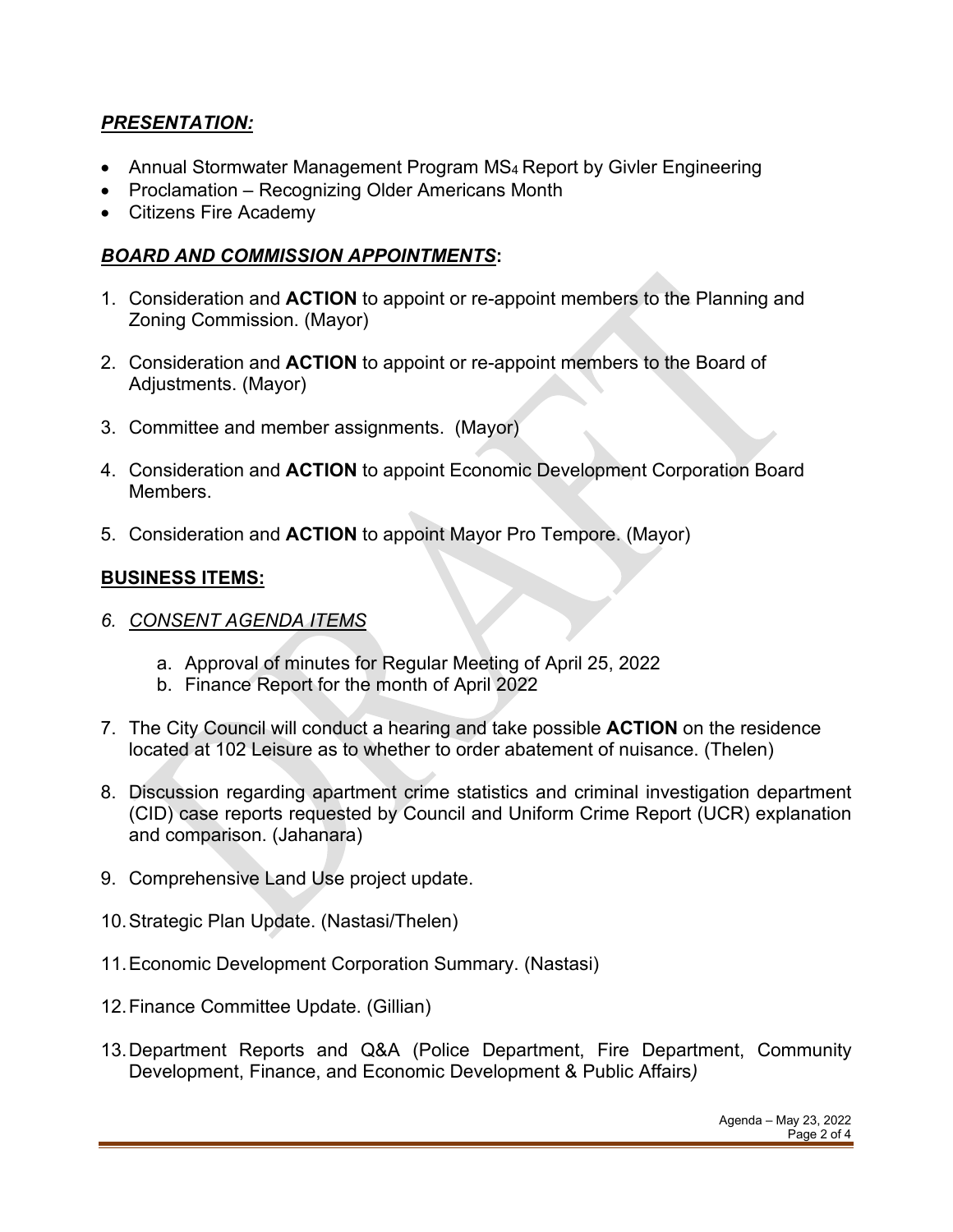***PRESENTATION:***

- Annual Stormwater Management Program $MS_4$ Report by Givler Engineering
- Proclamation – Recognizing Older Americans Month
- Citizens Fire Academy

***BOARD AND COMMISSION APPOINTMENTS*:**

1. Consideration and **ACTION** to appoint or re-appoint members to the Planning and Zoning Commission. (Mayor)

2. Consideration and **ACTION** to appoint or re-appoint members to the Board of Adjustments. (Mayor)

3. Committee and member assignments. (Mayor)

4. Consideration and **ACTION** to appoint Economic Development Corporation Board Members.

5. Consideration and **ACTION** to appoint Mayor Pro Tempore. (Mayor)

**BUSINESS ITEMS:**

6. *CONSENT AGENDA ITEMS*

   a. Approval of minutes for Regular Meeting of April 25, 2022
   b. Finance Report for the month of April 2022

7. The City Council will conduct a hearing and take possible **ACTION** on the residence located at 102 Leisure as to whether to order abatement of nuisance. (Thelen)

8. Discussion regarding apartment crime statistics and criminal investigation department (CID) case reports requested by Council and Uniform Crime Report (UCR) explanation and comparison. (Jahanara)

9. Comprehensive Land Use project update.

10. Strategic Plan Update. (Nastasi/Thelen)

11. Economic Development Corporation Summary. (Nastasi)

12. Finance Committee Update. (Gillian)

13. Department Reports and Q&A (Police Department, Fire Department, Community Development, Finance, and Economic Development & Public Affairs*)*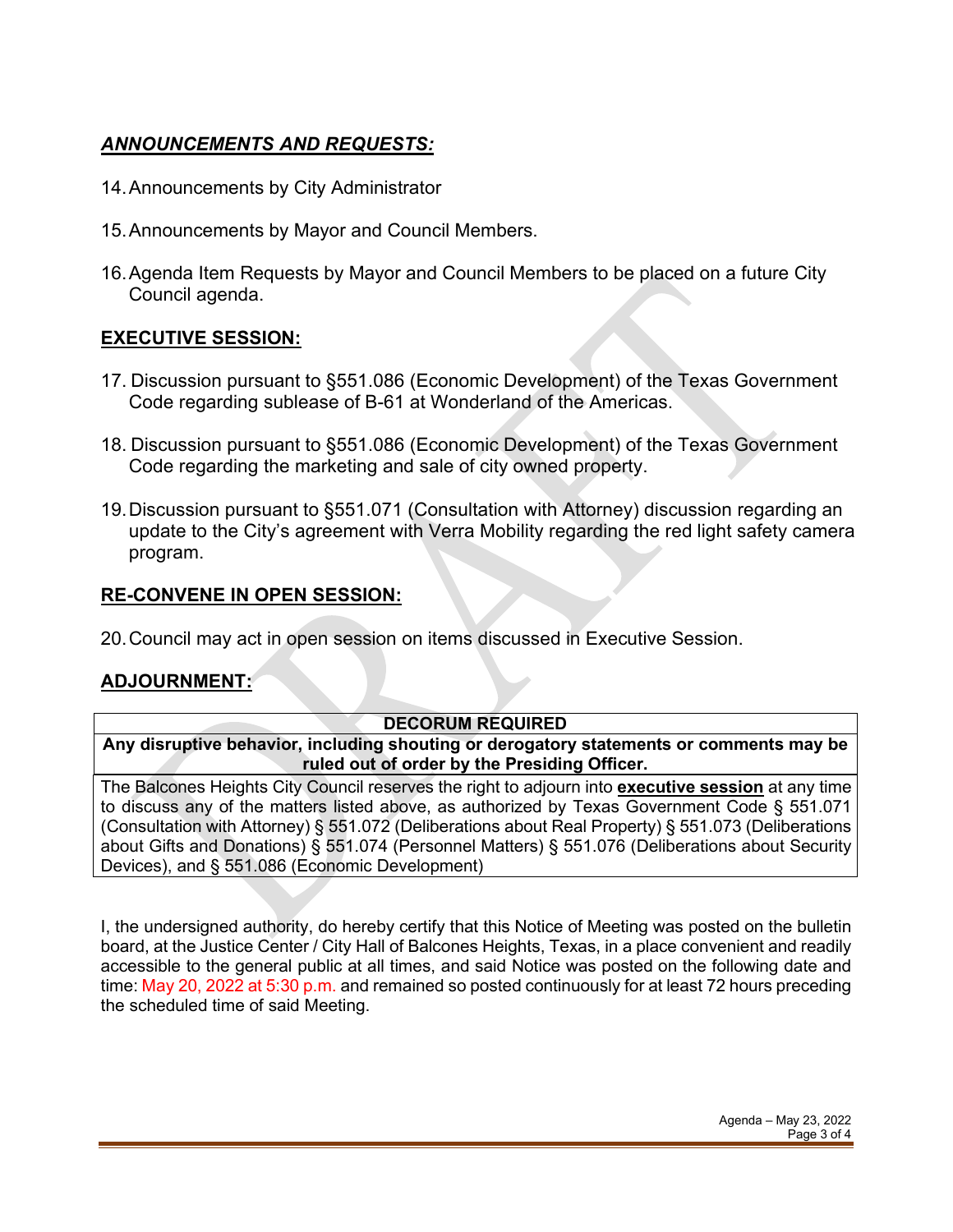## ***ANNOUNCEMENTS AND REQUESTS:***

14. Announcements by City Administrator

15. Announcements by Mayor and Council Members.

16. Agenda Item Requests by Mayor and Council Members to be placed on a future City Council agenda.

## **EXECUTIVE SESSION:**

17. Discussion pursuant to §551.086 (Economic Development) of the Texas Government Code regarding sublease of B-61 at Wonderland of the Americas.

18. Discussion pursuant to §551.086 (Economic Development) of the Texas Government Code regarding the marketing and sale of city owned property.

19. Discussion pursuant to §551.071 (Consultation with Attorney) discussion regarding an update to the City's agreement with Verra Mobility regarding the red light safety camera program.

## **RE-CONVENE IN OPEN SESSION:**

20. Council may act in open session on items discussed in Executive Session.

## **ADJOURNMENT:**

| **DECORUM REQUIRED** |
|---|
| **Any disruptive behavior, including shouting or derogatory statements or comments may be ruled out of order by the Presiding Officer.** |
| The Balcones Heights City Council reserves the right to adjourn into **executive session** at any time to discuss any of the matters listed above, as authorized by Texas Government Code § 551.071 (Consultation with Attorney) § 551.072 (Deliberations about Real Property) § 551.073 (Deliberations about Gifts and Donations) § 551.074 (Personnel Matters) § 551.076 (Deliberations about Security Devices), and § 551.086 (Economic Development) |

I, the undersigned authority, do hereby certify that this Notice of Meeting was posted on the bulletin board, at the Justice Center / City Hall of Balcones Heights, Texas, in a place convenient and readily accessible to the general public at all times, and said Notice was posted on the following date and time: May 20, 2022 at 5:30 p.m. and remained so posted continuously for at least 72 hours preceding the scheduled time of said Meeting.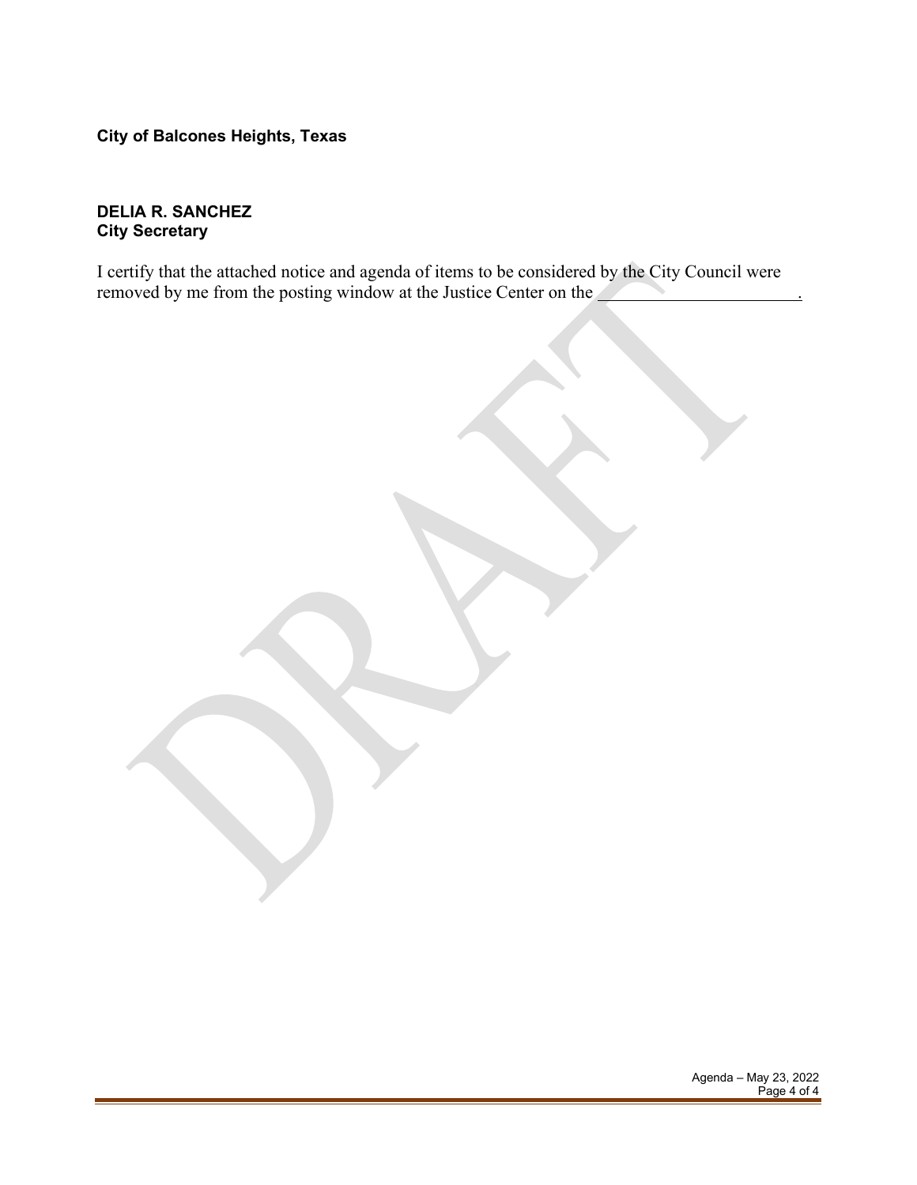**City of Balcones Heights, Texas**

**DELIA R. SANCHEZ**
**City Secretary**

I certify that the attached notice and agenda of items to be considered by the City Council were removed by me from the posting window at the Justice Center on the ______________________.